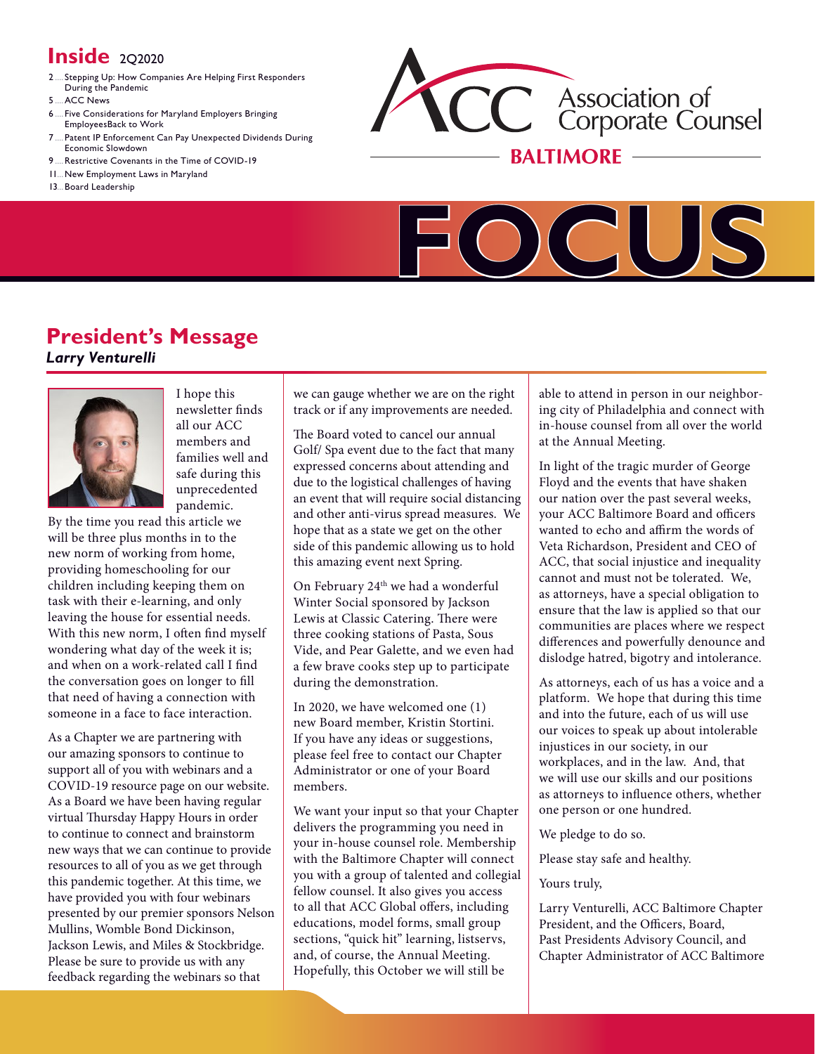## Inside 2Q2020

- 2 .... Stepping Up: How Companies Are Helping First Responders During the Pandemic
- 5 .... ACC News
- 6 .... Five Considerations for Maryland Employers Bringing EmployeesBack to Work
- 7 .... Patent IP Enforcement Can Pay Unexpected Dividends During Economic Slowdown
- 9 .... Restrictive Covenants in the Time of COVID-19
- 11... New Employment Laws in Maryland
- 13... Board Leadership

ACC Association of Corporate Counsel

BALTIMORE

# FOCUS

## President's Message

***Larry Venturelli***

I hope this newsletter finds all our ACC members and families well and safe during this unprecedented pandemic. By the time you read this article we will be three plus months in to the new norm of working from home, providing homeschooling for our children including keeping them on task with their e-learning, and only leaving the house for essential needs. With this new norm, I often find myself wondering what day of the week it is; and when on a work-related call I find the conversation goes on longer to fill that need of having a connection with someone in a face to face interaction.

As a Chapter we are partnering with our amazing sponsors to continue to support all of you with webinars and a COVID-19 resource page on our website. As a Board we have been having regular virtual Thursday Happy Hours in order to continue to connect and brainstorm new ways that we can continue to provide resources to all of you as we get through this pandemic together. At this time, we have provided you with four webinars presented by our premier sponsors Nelson Mullins, Womble Bond Dickinson, Jackson Lewis, and Miles & Stockbridge. Please be sure to provide us with any feedback regarding the webinars so that we can gauge whether we are on the right track or if any improvements are needed.

The Board voted to cancel our annual Golf/ Spa event due to the fact that many expressed concerns about attending and due to the logistical challenges of having an event that will require social distancing and other anti-virus spread measures. We hope that as a state we get on the other side of this pandemic allowing us to hold this amazing event next Spring.

On February 24th we had a wonderful Winter Social sponsored by Jackson Lewis at Classic Catering. There were three cooking stations of Pasta, Sous Vide, and Pear Galette, and we even had a few brave cooks step up to participate during the demonstration.

In 2020, we have welcomed one (1) new Board member, Kristin Stortini. If you have any ideas or suggestions, please feel free to contact our Chapter Administrator or one of your Board members.

We want your input so that your Chapter delivers the programming you need in your in-house counsel role. Membership with the Baltimore Chapter will connect you with a group of talented and collegial fellow counsel. It also gives you access to all that ACC Global offers, including educations, model forms, small group sections, "quick hit" learning, listservs, and, of course, the Annual Meeting. Hopefully, this October we will still be able to attend in person in our neighboring city of Philadelphia and connect with in-house counsel from all over the world at the Annual Meeting.

In light of the tragic murder of George Floyd and the events that have shaken our nation over the past several weeks, your ACC Baltimore Board and officers wanted to echo and affirm the words of Veta Richardson, President and CEO of ACC, that social injustice and inequality cannot and must not be tolerated. We, as attorneys, have a special obligation to ensure that the law is applied so that our communities are places where we respect differences and powerfully denounce and dislodge hatred, bigotry and intolerance.

As attorneys, each of us has a voice and a platform. We hope that during this time and into the future, each of us will use our voices to speak up about intolerable injustices in our society, in our workplaces, and in the law. And, that we will use our skills and our positions as attorneys to influence others, whether one person or one hundred.

We pledge to do so.

Please stay safe and healthy.

Yours truly,

Larry Venturelli, ACC Baltimore Chapter President, and the Officers, Board, Past Presidents Advisory Council, and Chapter Administrator of ACC Baltimore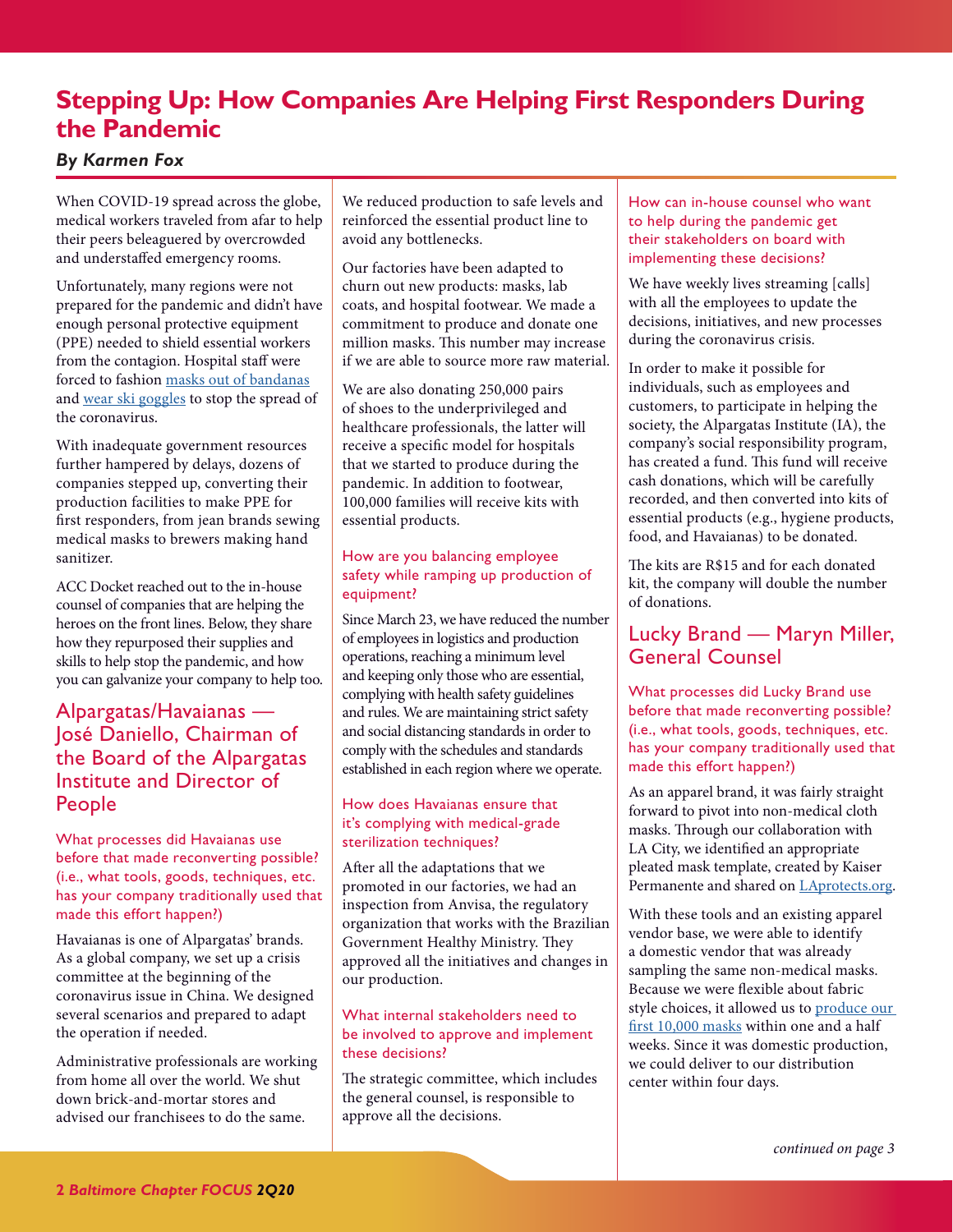# Stepping Up: How Companies Are Helping First Responders During the Pandemic

***By Karmen Fox***

When COVID-19 spread across the globe, medical workers traveled from afar to help their peers beleaguered by overcrowded and understaffed emergency rooms.

Unfortunately, many regions were not prepared for the pandemic and didn't have enough personal protective equipment (PPE) needed to shield essential workers from the contagion. Hospital staff were forced to fashion [masks out of bandanas](#) and [wear ski goggles](#) to stop the spread of the coronavirus.

With inadequate government resources further hampered by delays, dozens of companies stepped up, converting their production facilities to make PPE for first responders, from jean brands sewing medical masks to brewers making hand sanitizer.

ACC Docket reached out to the in-house counsel of companies that are helping the heroes on the front lines. Below, they share how they repurposed their supplies and skills to help stop the pandemic, and how you can galvanize your company to help too.

## Alpargatas/Havaianas — José Daniello, Chairman of the Board of the Alpargatas Institute and Director of People

### What processes did Havaianas use before that made reconverting possible? (i.e., what tools, goods, techniques, etc. has your company traditionally used that made this effort happen?)

Havaianas is one of Alpargatas' brands. As a global company, we set up a crisis committee at the beginning of the coronavirus issue in China. We designed several scenarios and prepared to adapt the operation if needed.

Administrative professionals are working from home all over the world. We shut down brick-and-mortar stores and advised our franchisees to do the same.

We reduced production to safe levels and reinforced the essential product line to avoid any bottlenecks.

Our factories have been adapted to churn out new products: masks, lab coats, and hospital footwear. We made a commitment to produce and donate one million masks. This number may increase if we are able to source more raw material.

We are also donating 250,000 pairs of shoes to the underprivileged and healthcare professionals, the latter will receive a specific model for hospitals that we started to produce during the pandemic. In addition to footwear, 100,000 families will receive kits with essential products.

### How are you balancing employee safety while ramping up production of equipment?

Since March 23, we have reduced the number of employees in logistics and production operations, reaching a minimum level and keeping only those who are essential, complying with health safety guidelines and rules. We are maintaining strict safety and social distancing standards in order to comply with the schedules and standards established in each region where we operate.

### How does Havaianas ensure that it's complying with medical-grade sterilization techniques?

After all the adaptations that we promoted in our factories, we had an inspection from Anvisa, the regulatory organization that works with the Brazilian Government Healthy Ministry. They approved all the initiatives and changes in our production.

### What internal stakeholders need to be involved to approve and implement these decisions?

The strategic committee, which includes the general counsel, is responsible to approve all the decisions.

### How can in-house counsel who want to help during the pandemic get their stakeholders on board with implementing these decisions?

We have weekly lives streaming [calls] with all the employees to update the decisions, initiatives, and new processes during the coronavirus crisis.

In order to make it possible for individuals, such as employees and customers, to participate in helping the society, the Alpargatas Institute (IA), the company's social responsibility program, has created a fund. This fund will receive cash donations, which will be carefully recorded, and then converted into kits of essential products (e.g., hygiene products, food, and Havaianas) to be donated.

The kits are R$15 and for each donated kit, the company will double the number of donations.

## Lucky Brand — Maryn Miller, General Counsel

### What processes did Lucky Brand use before that made reconverting possible? (i.e., what tools, goods, techniques, etc. has your company traditionally used that made this effort happen?)

As an apparel brand, it was fairly straight forward to pivot into non-medical cloth masks. Through our collaboration with LA City, we identified an appropriate pleated mask template, created by Kaiser Permanente and shared on [LAprotects.org](#).

With these tools and an existing apparel vendor base, we were able to identify a domestic vendor that was already sampling the same non-medical masks. Because we were flexible about fabric style choices, it allowed us to [produce our first 10,000 masks](#) within one and a half weeks. Since it was domestic production, we could deliver to our distribution center within four days.

*continued on page 3*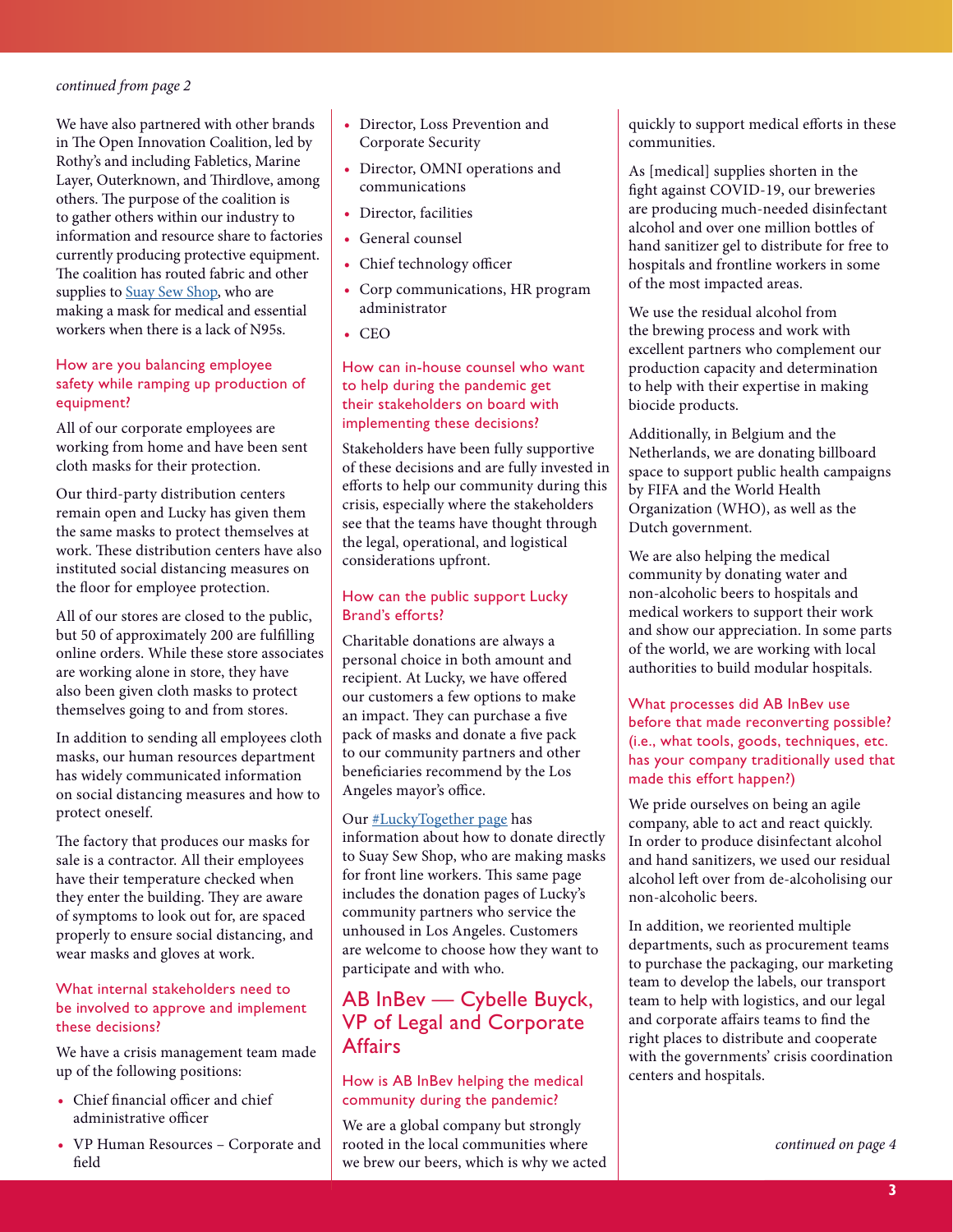*continued from page 2*

We have also partnered with other brands in The Open Innovation Coalition, led by Rothy's and including Fabletics, Marine Layer, Outerknown, and Thirdlove, among others. The purpose of the coalition is to gather others within our industry to information and resource share to factories currently producing protective equipment. The coalition has routed fabric and other supplies to Suay Sew Shop, who are making a mask for medical and essential workers when there is a lack of N95s.

### How are you balancing employee safety while ramping up production of equipment?

All of our corporate employees are working from home and have been sent cloth masks for their protection.

Our third-party distribution centers remain open and Lucky has given them the same masks to protect themselves at work. These distribution centers have also instituted social distancing measures on the floor for employee protection.

All of our stores are closed to the public, but 50 of approximately 200 are fulfilling online orders. While these store associates are working alone in store, they have also been given cloth masks to protect themselves going to and from stores.

In addition to sending all employees cloth masks, our human resources department has widely communicated information on social distancing measures and how to protect oneself.

The factory that produces our masks for sale is a contractor. All their employees have their temperature checked when they enter the building. They are aware of symptoms to look out for, are spaced properly to ensure social distancing, and wear masks and gloves at work.

### What internal stakeholders need to be involved to approve and implement these decisions?

We have a crisis management team made up of the following positions:

- Chief financial officer and chief administrative officer
- VP Human Resources – Corporate and field
- Director, Loss Prevention and Corporate Security
- Director, OMNI operations and communications
- Director, facilities
- General counsel
- Chief technology officer
- Corp communications, HR program administrator
- CEO

### How can in-house counsel who want to help during the pandemic get their stakeholders on board with implementing these decisions?

Stakeholders have been fully supportive of these decisions and are fully invested in efforts to help our community during this crisis, especially where the stakeholders see that the teams have thought through the legal, operational, and logistical considerations upfront.

### How can the public support Lucky Brand's efforts?

Charitable donations are always a personal choice in both amount and recipient. At Lucky, we have offered our customers a few options to make an impact. They can purchase a five pack of masks and donate a five pack to our community partners and other beneficiaries recommend by the Los Angeles mayor's office.

Our #LuckyTogether page has information about how to donate directly to Suay Sew Shop, who are making masks for front line workers. This same page includes the donation pages of Lucky's community partners who service the unhoused in Los Angeles. Customers are welcome to choose how they want to participate and with who.

## AB InBev — Cybelle Buyck, VP of Legal and Corporate Affairs

### How is AB InBev helping the medical community during the pandemic?

We are a global company but strongly rooted in the local communities where we brew our beers, which is why we acted quickly to support medical efforts in these communities.

As [medical] supplies shorten in the fight against COVID-19, our breweries are producing much-needed disinfectant alcohol and over one million bottles of hand sanitizer gel to distribute for free to hospitals and frontline workers in some of the most impacted areas.

We use the residual alcohol from the brewing process and work with excellent partners who complement our production capacity and determination to help with their expertise in making biocide products.

Additionally, in Belgium and the Netherlands, we are donating billboard space to support public health campaigns by FIFA and the World Health Organization (WHO), as well as the Dutch government.

We are also helping the medical community by donating water and non-alcoholic beers to hospitals and medical workers to support their work and show our appreciation. In some parts of the world, we are working with local authorities to build modular hospitals.

### What processes did AB InBev use before that made reconverting possible? (i.e., what tools, goods, techniques, etc. has your company traditionally used that made this effort happen?)

We pride ourselves on being an agile company, able to act and react quickly. In order to produce disinfectant alcohol and hand sanitizers, we used our residual alcohol left over from de-alcoholising our non-alcoholic beers.

In addition, we reoriented multiple departments, such as procurement teams to purchase the packaging, our marketing team to develop the labels, our transport team to help with logistics, and our legal and corporate affairs teams to find the right places to distribute and cooperate with the governments' crisis coordination centers and hospitals.

*continued on page 4*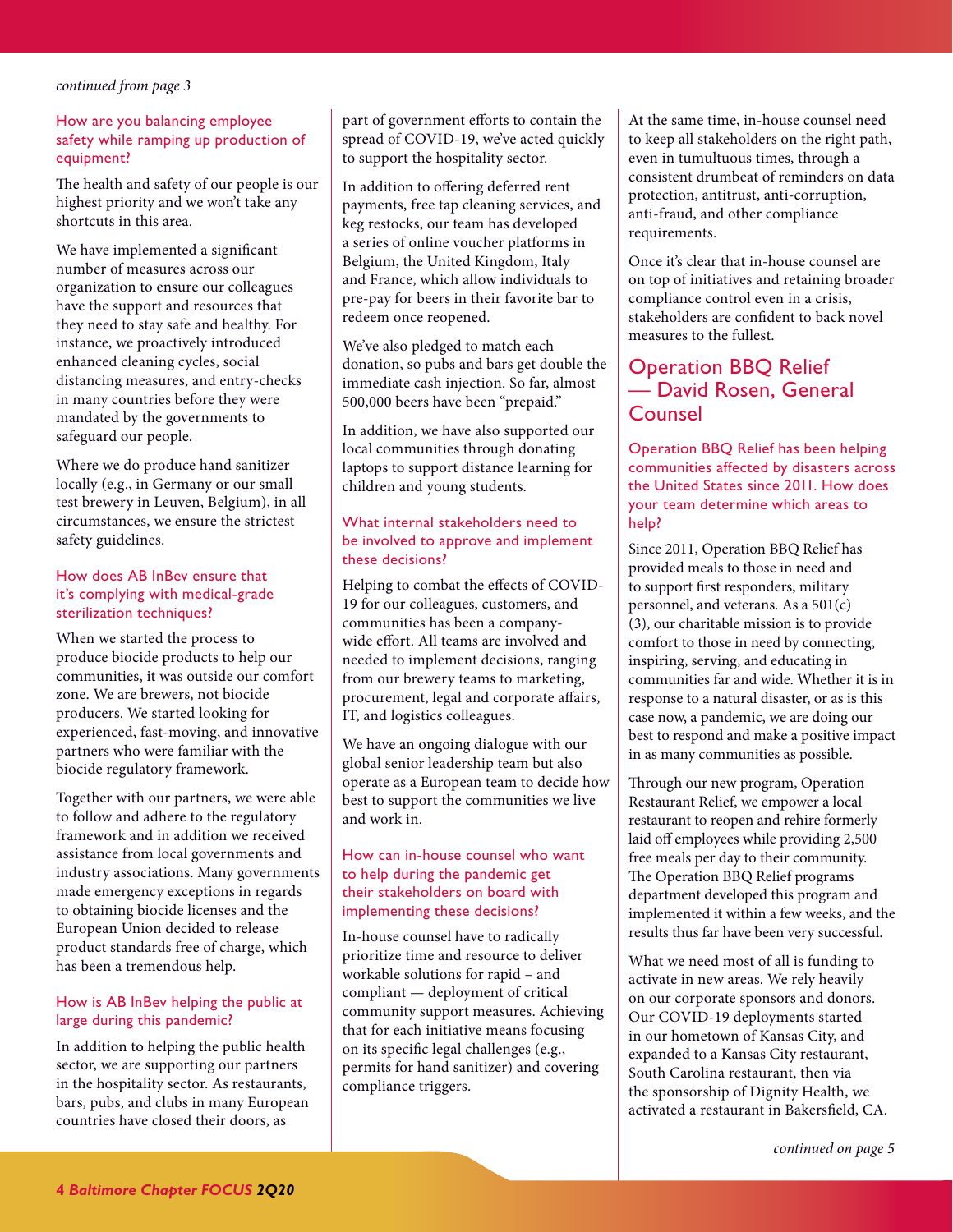*continued from page 3*

### How are you balancing employee safety while ramping up production of equipment?

The health and safety of our people is our highest priority and we won't take any shortcuts in this area.

We have implemented a significant number of measures across our organization to ensure our colleagues have the support and resources that they need to stay safe and healthy. For instance, we proactively introduced enhanced cleaning cycles, social distancing measures, and entry-checks in many countries before they were mandated by the governments to safeguard our people.

Where we do produce hand sanitizer locally (e.g., in Germany or our small test brewery in Leuven, Belgium), in all circumstances, we ensure the strictest safety guidelines.

### How does AB InBev ensure that it's complying with medical-grade sterilization techniques?

When we started the process to produce biocide products to help our communities, it was outside our comfort zone. We are brewers, not biocide producers. We started looking for experienced, fast-moving, and innovative partners who were familiar with the biocide regulatory framework.

Together with our partners, we were able to follow and adhere to the regulatory framework and in addition we received assistance from local governments and industry associations. Many governments made emergency exceptions in regards to obtaining biocide licenses and the European Union decided to release product standards free of charge, which has been a tremendous help.

### How is AB InBev helping the public at large during this pandemic?

In addition to helping the public health sector, we are supporting our partners in the hospitality sector. As restaurants, bars, pubs, and clubs in many European countries have closed their doors, as part of government efforts to contain the spread of COVID-19, we've acted quickly to support the hospitality sector.

In addition to offering deferred rent payments, free tap cleaning services, and keg restocks, our team has developed a series of online voucher platforms in Belgium, the United Kingdom, Italy and France, which allow individuals to pre-pay for beers in their favorite bar to redeem once reopened.

We've also pledged to match each donation, so pubs and bars get double the immediate cash injection. So far, almost 500,000 beers have been "prepaid."

In addition, we have also supported our local communities through donating laptops to support distance learning for children and young students.

### What internal stakeholders need to be involved to approve and implement these decisions?

Helping to combat the effects of COVID-19 for our colleagues, customers, and communities has been a company-wide effort. All teams are involved and needed to implement decisions, ranging from our brewery teams to marketing, procurement, legal and corporate affairs, IT, and logistics colleagues.

We have an ongoing dialogue with our global senior leadership team but also operate as a European team to decide how best to support the communities we live and work in.

### How can in-house counsel who want to help during the pandemic get their stakeholders on board with implementing these decisions?

In-house counsel have to radically prioritize time and resource to deliver workable solutions for rapid – and compliant — deployment of critical community support measures. Achieving that for each initiative means focusing on its specific legal challenges (e.g., permits for hand sanitizer) and covering compliance triggers.

At the same time, in-house counsel need to keep all stakeholders on the right path, even in tumultuous times, through a consistent drumbeat of reminders on data protection, antitrust, anti-corruption, anti-fraud, and other compliance requirements.

Once it's clear that in-house counsel are on top of initiatives and retaining broader compliance control even in a crisis, stakeholders are confident to back novel measures to the fullest.

## Operation BBQ Relief — David Rosen, General Counsel

### Operation BBQ Relief has been helping communities affected by disasters across the United States since 2011. How does your team determine which areas to help?

Since 2011, Operation BBQ Relief has provided meals to those in need and to support first responders, military personnel, and veterans. As a 501(c)(3), our charitable mission is to provide comfort to those in need by connecting, inspiring, serving, and educating in communities far and wide. Whether it is in response to a natural disaster, or as is this case now, a pandemic, we are doing our best to respond and make a positive impact in as many communities as possible.

Through our new program, Operation Restaurant Relief, we empower a local restaurant to reopen and rehire formerly laid off employees while providing 2,500 free meals per day to their community. The Operation BBQ Relief programs department developed this program and implemented it within a few weeks, and the results thus far have been very successful.

What we need most of all is funding to activate in new areas. We rely heavily on our corporate sponsors and donors. Our COVID-19 deployments started in our hometown of Kansas City, and expanded to a Kansas City restaurant, South Carolina restaurant, then via the sponsorship of Dignity Health, we activated a restaurant in Bakersfield, CA.

*continued on page 5*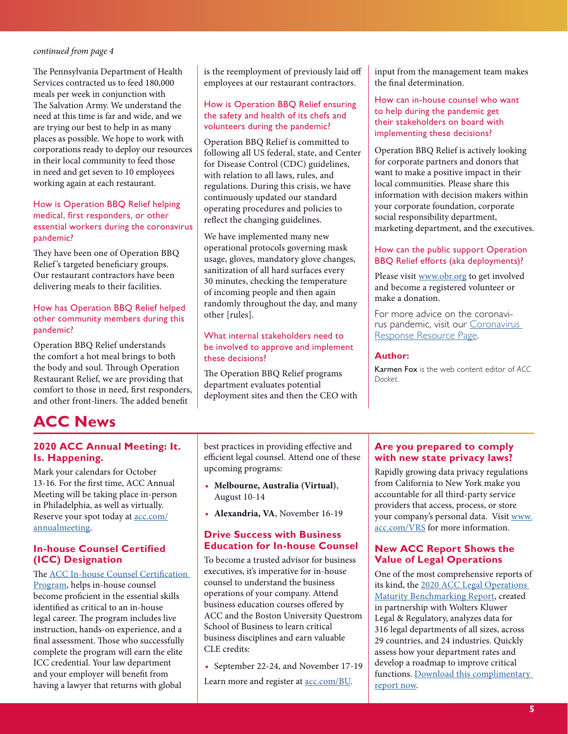*continued from page 4*

The Pennsylvania Department of Health Services contracted us to feed 180,000 meals per week in conjunction with The Salvation Army. We understand the need at this time is far and wide, and we are trying our best to help in as many places as possible. We hope to work with corporations ready to deploy our resources in their local community to feed those in need and get seven to 10 employees working again at each restaurant.

### How is Operation BBQ Relief helping medical, first responders, or other essential workers during the coronavirus pandemic?

They have been one of Operation BBQ Relief's targeted beneficiary groups. Our restaurant contractors have been delivering meals to their facilities.

### How has Operation BBQ Relief helped other community members during this pandemic?

Operation BBQ Relief understands the comfort a hot meal brings to both the body and soul. Through Operation Restaurant Relief, we are providing that comfort to those in need, first responders, and other front-liners. The added benefit is the reemployment of previously laid off employees at our restaurant contractors.

### How is Operation BBQ Relief ensuring the safety and health of its chefs and volunteers during the pandemic?

Operation BBQ Relief is committed to following all US federal, state, and Center for Disease Control (CDC) guidelines, with relation to all laws, rules, and regulations. During this crisis, we have continuously updated our standard operating procedures and policies to reflect the changing guidelines.

We have implemented many new operational protocols governing mask usage, gloves, mandatory glove changes, sanitization of all hard surfaces every 30 minutes, checking the temperature of incoming people and then again randomly throughout the day, and many other [rules].

### What internal stakeholders need to be involved to approve and implement these decisions?

The Operation BBQ Relief programs department evaluates potential deployment sites and then the CEO with input from the management team makes the final determination.

### How can in-house counsel who want to help during the pandemic get their stakeholders on board with implementing these decisions?

Operation BBQ Relief is actively looking for corporate partners and donors that want to make a positive impact in their local communities. Please share this information with decision makers within your corporate foundation, corporate social responsibility department, marketing department, and the executives.

### How can the public support Operation BBQ Relief efforts (aka deployments)?

Please visit www.obr.org to get involved and become a registered volunteer or make a donation.

For more advice on the coronavirus pandemic, visit our Coronavirus Response Resource Page.

**Author:**

Karmen Fox is the web content editor of *ACC Docket*.

# ACC News

## 2020 ACC Annual Meeting: It. Is. Happening.

Mark your calendars for October 13-16. For the first time, ACC Annual Meeting will be taking place in-person in Philadelphia, as well as virtually. Reserve your spot today at acc.com/annualmeeting.

## In-house Counsel Certified (ICC) Designation

The ACC In-house Counsel Certification Program, helps in-house counsel become proficient in the essential skills identified as critical to an in-house legal career. The program includes live instruction, hands-on experience, and a final assessment. Those who successfully complete the program will earn the elite ICC credential. Your law department and your employer will benefit from having a lawyer that returns with global best practices in providing effective and efficient legal counsel. Attend one of these upcoming programs:

- **Melbourne, Australia (Virtual)**, August 10-14
- **Alexandria, VA**, November 16-19

## Drive Success with Business Education for In-house Counsel

To become a trusted advisor for business executives, it's imperative for in-house counsel to understand the business operations of your company. Attend business education courses offered by ACC and the Boston University Questrom School of Business to learn critical business disciplines and earn valuable CLE credits:

- September 22-24, and November 17-19

Learn more and register at acc.com/BU.

## Are you prepared to comply with new state privacy laws?

Rapidly growing data privacy regulations from California to New York make you accountable for all third-party service providers that access, process, or store your company's personal data. Visit www.acc.com/VRS for more information.

## New ACC Report Shows the Value of Legal Operations

One of the most comprehensive reports of its kind, the 2020 ACC Legal Operations Maturity Benchmarking Report, created in partnership with Wolters Kluwer Legal & Regulatory, analyzes data for 316 legal departments of all sizes, across 29 countries, and 24 industries. Quickly assess how your department rates and develop a roadmap to improve critical functions. Download this complimentary report now.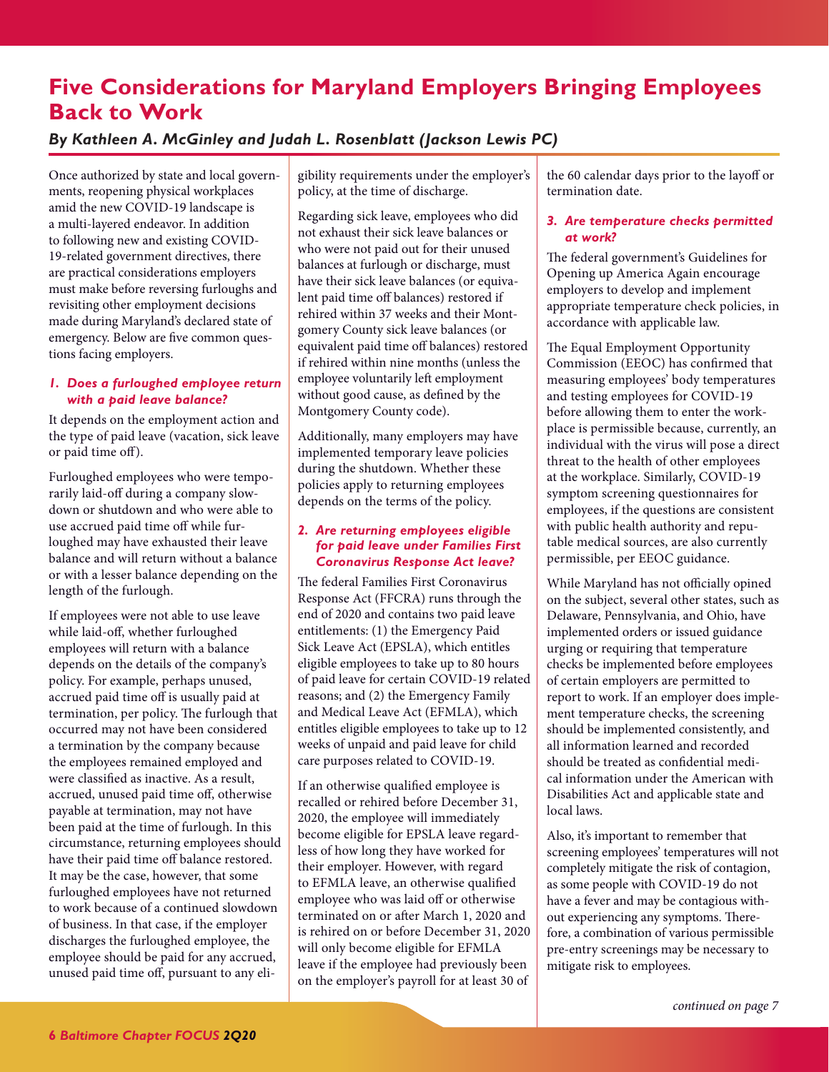# Five Considerations for Maryland Employers Bringing Employees Back to Work

***By Kathleen A. McGinley and Judah L. Rosenblatt (Jackson Lewis PC)***

Once authorized by state and local governments, reopening physical workplaces amid the new COVID-19 landscape is a multi-layered endeavor. In addition to following new and existing COVID-19-related government directives, there are practical considerations employers must make before reversing furloughs and revisiting other employment decisions made during Maryland's declared state of emergency. Below are five common questions facing employers.

### *1. Does a furloughed employee return with a paid leave balance?*

It depends on the employment action and the type of paid leave (vacation, sick leave or paid time off).

Furloughed employees who were temporarily laid-off during a company slowdown or shutdown and who were able to use accrued paid time off while furloughed may have exhausted their leave balance and will return without a balance or with a lesser balance depending on the length of the furlough.

If employees were not able to use leave while laid-off, whether furloughed employees will return with a balance depends on the details of the company's policy. For example, perhaps unused, accrued paid time off is usually paid at termination, per policy. The furlough that occurred may not have been considered a termination by the company because the employees remained employed and were classified as inactive. As a result, accrued, unused paid time off, otherwise payable at termination, may not have been paid at the time of furlough. In this circumstance, returning employees should have their paid time off balance restored. It may be the case, however, that some furloughed employees have not returned to work because of a continued slowdown of business. In that case, if the employer discharges the furloughed employee, the employee should be paid for any accrued, unused paid time off, pursuant to any eligibility requirements under the employer's policy, at the time of discharge.

Regarding sick leave, employees who did not exhaust their sick leave balances or who were not paid out for their unused balances at furlough or discharge, must have their sick leave balances (or equivalent paid time off balances) restored if rehired within 37 weeks and their Montgomery County sick leave balances (or equivalent paid time off balances) restored if rehired within nine months (unless the employee voluntarily left employment without good cause, as defined by the Montgomery County code).

Additionally, many employers may have implemented temporary leave policies during the shutdown. Whether these policies apply to returning employees depends on the terms of the policy.

### *2. Are returning employees eligible for paid leave under Families First Coronavirus Response Act leave?*

The federal Families First Coronavirus Response Act (FFCRA) runs through the end of 2020 and contains two paid leave entitlements: (1) the Emergency Paid Sick Leave Act (EPSLA), which entitles eligible employees to take up to 80 hours of paid leave for certain COVID-19 related reasons; and (2) the Emergency Family and Medical Leave Act (EFMLA), which entitles eligible employees to take up to 12 weeks of unpaid and paid leave for child care purposes related to COVID-19.

If an otherwise qualified employee is recalled or rehired before December 31, 2020, the employee will immediately become eligible for EPSLA leave regardless of how long they have worked for their employer. However, with regard to EFMLA leave, an otherwise qualified employee who was laid off or otherwise terminated on or after March 1, 2020 and is rehired on or before December 31, 2020 will only become eligible for EFMLA leave if the employee had previously been on the employer's payroll for at least 30 of the 60 calendar days prior to the layoff or termination date.

### *3. Are temperature checks permitted at work?*

The federal government's Guidelines for Opening up America Again encourage employers to develop and implement appropriate temperature check policies, in accordance with applicable law.

The Equal Employment Opportunity Commission (EEOC) has confirmed that measuring employees' body temperatures and testing employees for COVID-19 before allowing them to enter the workplace is permissible because, currently, an individual with the virus will pose a direct threat to the health of other employees at the workplace. Similarly, COVID-19 symptom screening questionnaires for employees, if the questions are consistent with public health authority and reputable medical sources, are also currently permissible, per EEOC guidance.

While Maryland has not officially opined on the subject, several other states, such as Delaware, Pennsylvania, and Ohio, have implemented orders or issued guidance urging or requiring that temperature checks be implemented before employees of certain employers are permitted to report to work. If an employer does implement temperature checks, the screening should be implemented consistently, and all information learned and recorded should be treated as confidential medical information under the American with Disabilities Act and applicable state and local laws.

Also, it's important to remember that screening employees' temperatures will not completely mitigate the risk of contagion, as some people with COVID-19 do not have a fever and may be contagious without experiencing any symptoms. Therefore, a combination of various permissible pre-entry screenings may be necessary to mitigate risk to employees.

*continued on page 7*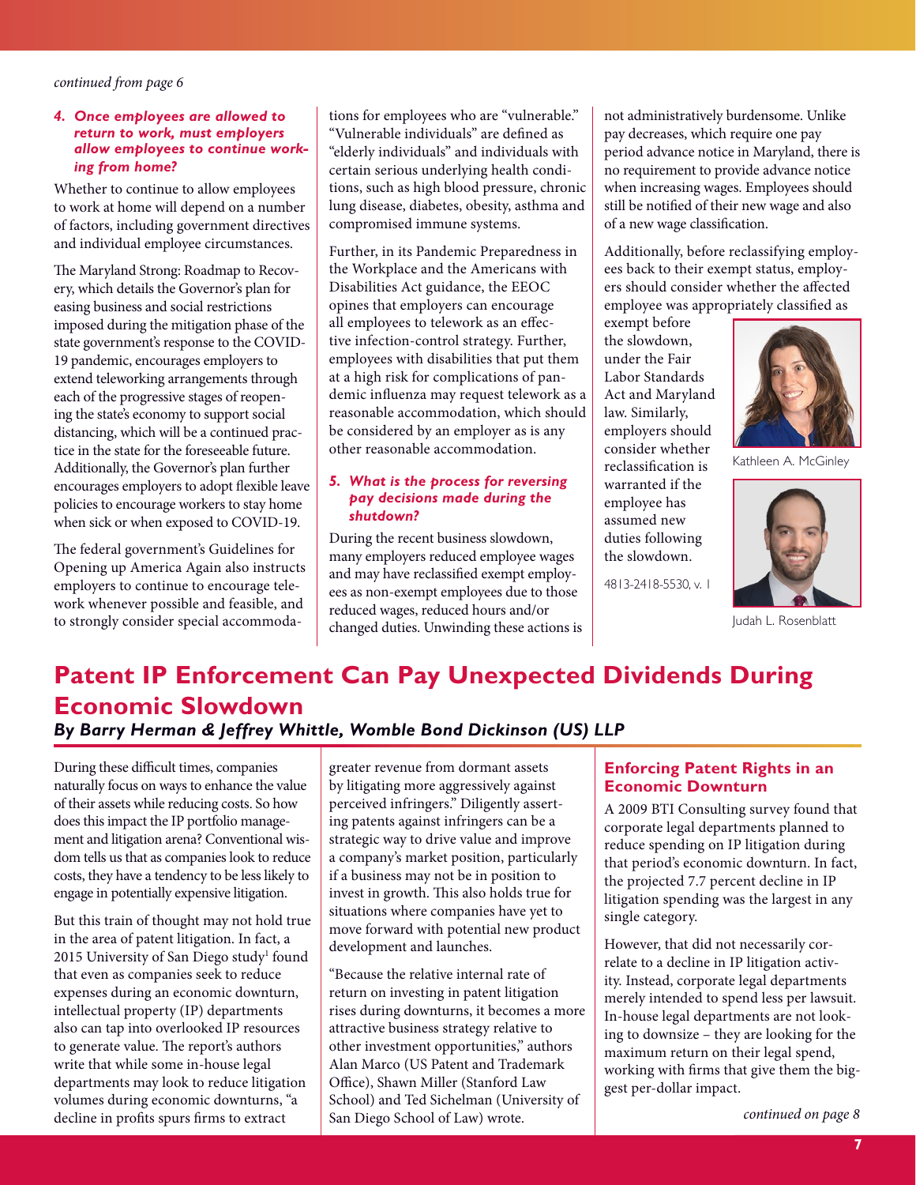*continued from page 6*

#### *4. Once employees are allowed to return to work, must employers allow employees to continue working from home?*

Whether to continue to allow employees to work at home will depend on a number of factors, including government directives and individual employee circumstances.

The Maryland Strong: Roadmap to Recovery, which details the Governor's plan for easing business and social restrictions imposed during the mitigation phase of the state government's response to the COVID-19 pandemic, encourages employers to extend teleworking arrangements through each of the progressive stages of reopening the state's economy to support social distancing, which will be a continued practice in the state for the foreseeable future. Additionally, the Governor's plan further encourages employers to adopt flexible leave policies to encourage workers to stay home when sick or when exposed to COVID-19.

The federal government's Guidelines for Opening up America Again also instructs employers to continue to encourage telework whenever possible and feasible, and to strongly consider special accommodations for employees who are "vulnerable." "Vulnerable individuals" are defined as "elderly individuals" and individuals with certain serious underlying health conditions, such as high blood pressure, chronic lung disease, diabetes, obesity, asthma and compromised immune systems.

Further, in its Pandemic Preparedness in the Workplace and the Americans with Disabilities Act guidance, the EEOC opines that employers can encourage all employees to telework as an effective infection-control strategy. Further, employees with disabilities that put them at a high risk for complications of pandemic influenza may request telework as a reasonable accommodation, which should be considered by an employer as is any other reasonable accommodation.

#### *5. What is the process for reversing pay decisions made during the shutdown?*

During the recent business slowdown, many employers reduced employee wages and may have reclassified exempt employees as non-exempt employees due to those reduced wages, reduced hours and/or changed duties. Unwinding these actions is not administratively burdensome. Unlike pay decreases, which require one pay period advance notice in Maryland, there is no requirement to provide advance notice when increasing wages. Employees should still be notified of their new wage and also of a new wage classification.

Additionally, before reclassifying employees back to their exempt status, employers should consider whether the affected employee was appropriately classified as exempt before the slowdown, under the Fair Labor Standards Act and Maryland law. Similarly, employers should consider whether reclassification is warranted if the employee has assumed new duties following the slowdown.

4813-2418-5530, v. 1

Kathleen A. McGinley

Judah L. Rosenblatt

# Patent IP Enforcement Can Pay Unexpected Dividends During Economic Slowdown

***By Barry Herman & Jeffrey Whittle, Womble Bond Dickinson (US) LLP***

During these difficult times, companies naturally focus on ways to enhance the value of their assets while reducing costs. So how does this impact the IP portfolio management and litigation arena? Conventional wisdom tells us that as companies look to reduce costs, they have a tendency to be less likely to engage in potentially expensive litigation.

But this train of thought may not hold true in the area of patent litigation. In fact, a 2015 University of San Diego study[1] found that even as companies seek to reduce expenses during an economic downturn, intellectual property (IP) departments also can tap into overlooked IP resources to generate value. The report's authors write that while some in-house legal departments may look to reduce litigation volumes during economic downturns, "a decline in profits spurs firms to extract greater revenue from dormant assets by litigating more aggressively against perceived infringers." Diligently asserting patents against infringers can be a strategic way to drive value and improve a company's market position, particularly if a business may not be in position to invest in growth. This also holds true for situations where companies have yet to move forward with potential new product development and launches.

"Because the relative internal rate of return on investing in patent litigation rises during downturns, it becomes a more attractive business strategy relative to other investment opportunities," authors Alan Marco (US Patent and Trademark Office), Shawn Miller (Stanford Law School) and Ted Sichelman (University of San Diego School of Law) wrote.

## Enforcing Patent Rights in an Economic Downturn

A 2009 BTI Consulting survey found that corporate legal departments planned to reduce spending on IP litigation during that period's economic downturn. In fact, the projected 7.7 percent decline in IP litigation spending was the largest in any single category.

However, that did not necessarily correlate to a decline in IP litigation activity. Instead, corporate legal departments merely intended to spend less per lawsuit. In-house legal departments are not looking to downsize – they are looking for the maximum return on their legal spend, working with firms that give them the biggest per-dollar impact.

*continued on page 8*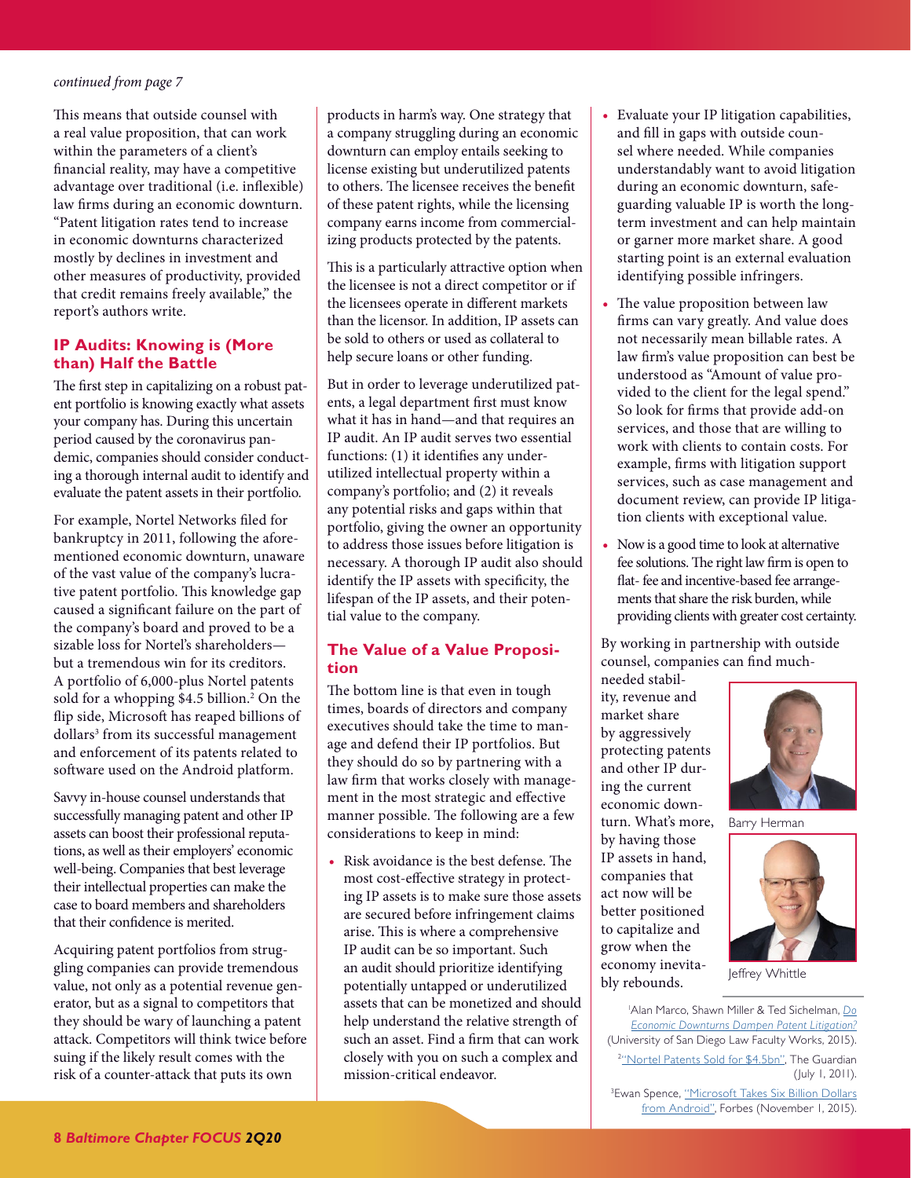*continued from page 7*

This means that outside counsel with a real value proposition, that can work within the parameters of a client's financial reality, may have a competitive advantage over traditional (i.e. inflexible) law firms during an economic downturn. "Patent litigation rates tend to increase in economic downturns characterized mostly by declines in investment and other measures of productivity, provided that credit remains freely available," the report's authors write.

## IP Audits: Knowing is (More than) Half the Battle

The first step in capitalizing on a robust patent portfolio is knowing exactly what assets your company has. During this uncertain period caused by the coronavirus pandemic, companies should consider conducting a thorough internal audit to identify and evaluate the patent assets in their portfolio.

For example, Nortel Networks filed for bankruptcy in 2011, following the aforementioned economic downturn, unaware of the vast value of the company's lucrative patent portfolio. This knowledge gap caused a significant failure on the part of the company's board and proved to be a sizable loss for Nortel's shareholders—but a tremendous win for its creditors. A portfolio of 6,000-plus Nortel patents sold for a whopping $4.5 billion.[2] On the flip side, Microsoft has reaped billions of dollars[3] from its successful management and enforcement of its patents related to software used on the Android platform.

Savvy in-house counsel understands that successfully managing patent and other IP assets can boost their professional reputations, as well as their employers' economic well-being. Companies that best leverage their intellectual properties can make the case to board members and shareholders that their confidence is merited.

Acquiring patent portfolios from struggling companies can provide tremendous value, not only as a potential revenue generator, but as a signal to competitors that they should be wary of launching a patent attack. Competitors will think twice before suing if the likely result comes with the risk of a counter-attack that puts its own products in harm's way. One strategy that a company struggling during an economic downturn can employ entails seeking to license existing but underutilized patents to others. The licensee receives the benefit of these patent rights, while the licensing company earns income from commercializing products protected by the patents.

This is a particularly attractive option when the licensee is not a direct competitor or if the licensees operate in different markets than the licensor. In addition, IP assets can be sold to others or used as collateral to help secure loans or other funding.

But in order to leverage underutilized patents, a legal department first must know what it has in hand—and that requires an IP audit. An IP audit serves two essential functions: (1) it identifies any underutilized intellectual property within a company's portfolio; and (2) it reveals any potential risks and gaps within that portfolio, giving the owner an opportunity to address those issues before litigation is necessary. A thorough IP audit also should identify the IP assets with specificity, the lifespan of the IP assets, and their potential value to the company.

## The Value of a Value Proposition

The bottom line is that even in tough times, boards of directors and company executives should take the time to manage and defend their IP portfolios. But they should do so by partnering with a law firm that works closely with management in the most strategic and effective manner possible. The following are a few considerations to keep in mind:

- Risk avoidance is the best defense. The most cost-effective strategy in protecting IP assets is to make sure those assets are secured before infringement claims arise. This is where a comprehensive IP audit can be so important. Such an audit should prioritize identifying potentially untapped or underutilized assets that can be monetized and should help understand the relative strength of such an asset. Find a firm that can work closely with you on such a complex and mission-critical endeavor.
- Evaluate your IP litigation capabilities, and fill in gaps with outside counsel where needed. While companies understandably want to avoid litigation during an economic downturn, safeguarding valuable IP is worth the long-term investment and can help maintain or garner more market share. A good starting point is an external evaluation identifying possible infringers.
- The value proposition between law firms can vary greatly. And value does not necessarily mean billable rates. A law firm's value proposition can best be understood as "Amount of value provided to the client for the legal spend." So look for firms that provide add-on services, and those that are willing to work with clients to contain costs. For example, firms with litigation support services, such as case management and document review, can provide IP litigation clients with exceptional value.
- Now is a good time to look at alternative fee solutions. The right law firm is open to flat- fee and incentive-based fee arrangements that share the risk burden, while providing clients with greater cost certainty.

By working in partnership with outside counsel, companies can find much-needed stability, revenue and market share by aggressively protecting patents and other IP during the current economic downturn. What's more, by having those IP assets in hand, companies that act now will be better positioned to capitalize and grow when the economy inevitably rebounds.

Barry Herman

Jeffrey Whittle

[1]Alan Marco, Shawn Miller & Ted Sichelman, *Do Economic Downturns Dampen Patent Litigation?* (University of San Diego Law Faculty Works, 2015).

[2]"Nortel Patents Sold for $4.5bn", The Guardian (July 1, 2011).

[3]Ewan Spence, "Microsoft Takes Six Billion Dollars from Android", Forbes (November 1, 2015).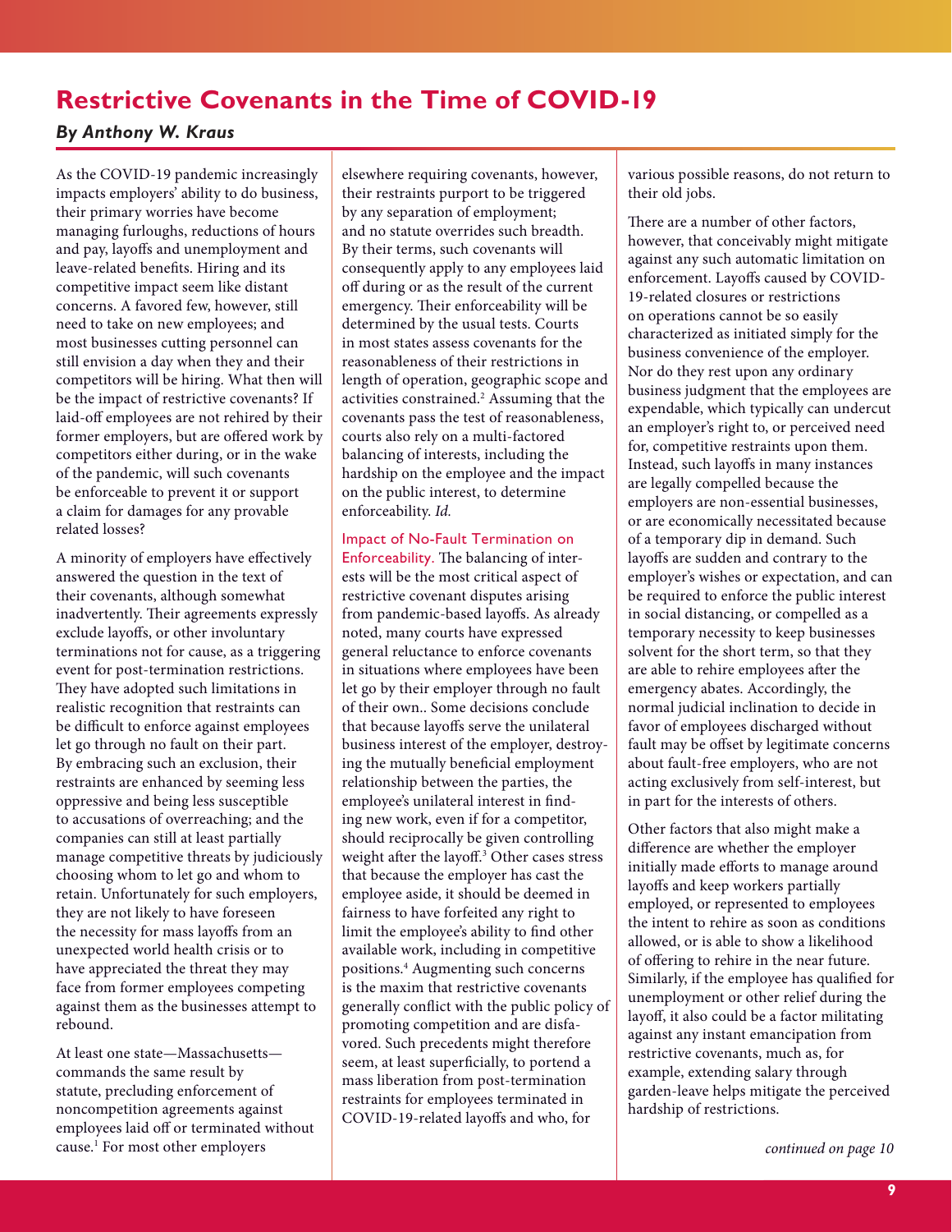## Restrictive Covenants in the Time of COVID-19

***By Anthony W. Kraus***

As the COVID-19 pandemic increasingly impacts employers' ability to do business, their primary worries have become managing furloughs, reductions of hours and pay, layoffs and unemployment and leave-related benefits. Hiring and its competitive impact seem like distant concerns. A favored few, however, still need to take on new employees; and most businesses cutting personnel can still envision a day when they and their competitors will be hiring. What then will be the impact of restrictive covenants? If laid-off employees are not rehired by their former employers, but are offered work by competitors either during, or in the wake of the pandemic, will such covenants be enforceable to prevent it or support a claim for damages for any provable related losses?

A minority of employers have effectively answered the question in the text of their covenants, although somewhat inadvertently. Their agreements expressly exclude layoffs, or other involuntary terminations not for cause, as a triggering event for post-termination restrictions. They have adopted such limitations in realistic recognition that restraints can be difficult to enforce against employees let go through no fault on their part. By embracing such an exclusion, their restraints are enhanced by seeming less oppressive and being less susceptible to accusations of overreaching; and the companies can still at least partially manage competitive threats by judiciously choosing whom to let go and whom to retain. Unfortunately for such employers, they are not likely to have foreseen the necessity for mass layoffs from an unexpected world health crisis or to have appreciated the threat they may face from former employees competing against them as the businesses attempt to rebound.

At least one state—Massachusetts—commands the same result by statute, precluding enforcement of noncompetition agreements against employees laid off or terminated without cause.[1] For most other employers elsewhere requiring covenants, however, their restraints purport to be triggered by any separation of employment; and no statute overrides such breadth. By their terms, such covenants will consequently apply to any employees laid off during or as the result of the current emergency. Their enforceability will be determined by the usual tests. Courts in most states assess covenants for the reasonableness of their restrictions in length of operation, geographic scope and activities constrained.[2] Assuming that the covenants pass the test of reasonableness, courts also rely on a multi-factored balancing of interests, including the hardship on the employee and the impact on the public interest, to determine enforceability. *Id.*

**Impact of No-Fault Termination on Enforceability.** The balancing of interests will be the most critical aspect of restrictive covenant disputes arising from pandemic-based layoffs. As already noted, many courts have expressed general reluctance to enforce covenants in situations where employees have been let go by their employer through no fault of their own.. Some decisions conclude that because layoffs serve the unilateral business interest of the employer, destroying the mutually beneficial employment relationship between the parties, the employee's unilateral interest in finding new work, even if for a competitor, should reciprocally be given controlling weight after the layoff.[3] Other cases stress that because the employer has cast the employee aside, it should be deemed in fairness to have forfeited any right to limit the employee's ability to find other available work, including in competitive positions.[4] Augmenting such concerns is the maxim that restrictive covenants generally conflict with the public policy of promoting competition and are disfavored. Such precedents might therefore seem, at least superficially, to portend a mass liberation from post-termination restraints for employees terminated in COVID-19-related layoffs and who, for various possible reasons, do not return to their old jobs.

There are a number of other factors, however, that conceivably might mitigate against any such automatic limitation on enforcement. Layoffs caused by COVID-19-related closures or restrictions on operations cannot be so easily characterized as initiated simply for the business convenience of the employer. Nor do they rest upon any ordinary business judgment that the employees are expendable, which typically can undercut an employer's right to, or perceived need for, competitive restraints upon them. Instead, such layoffs in many instances are legally compelled because the employers are non-essential businesses, or are economically necessitated because of a temporary dip in demand. Such layoffs are sudden and contrary to the employer's wishes or expectation, and can be required to enforce the public interest in social distancing, or compelled as a temporary necessity to keep businesses solvent for the short term, so that they are able to rehire employees after the emergency abates. Accordingly, the normal judicial inclination to decide in favor of employees discharged without fault may be offset by legitimate concerns about fault-free employers, who are not acting exclusively from self-interest, but in part for the interests of others.

Other factors that also might make a difference are whether the employer initially made efforts to manage around layoffs and keep workers partially employed, or represented to employees the intent to rehire as soon as conditions allowed, or is able to show a likelihood of offering to rehire in the near future. Similarly, if the employee has qualified for unemployment or other relief during the layoff, it also could be a factor militating against any instant emancipation from restrictive covenants, much as, for example, extending salary through garden-leave helps mitigate the perceived hardship of restrictions.

*continued on page 10*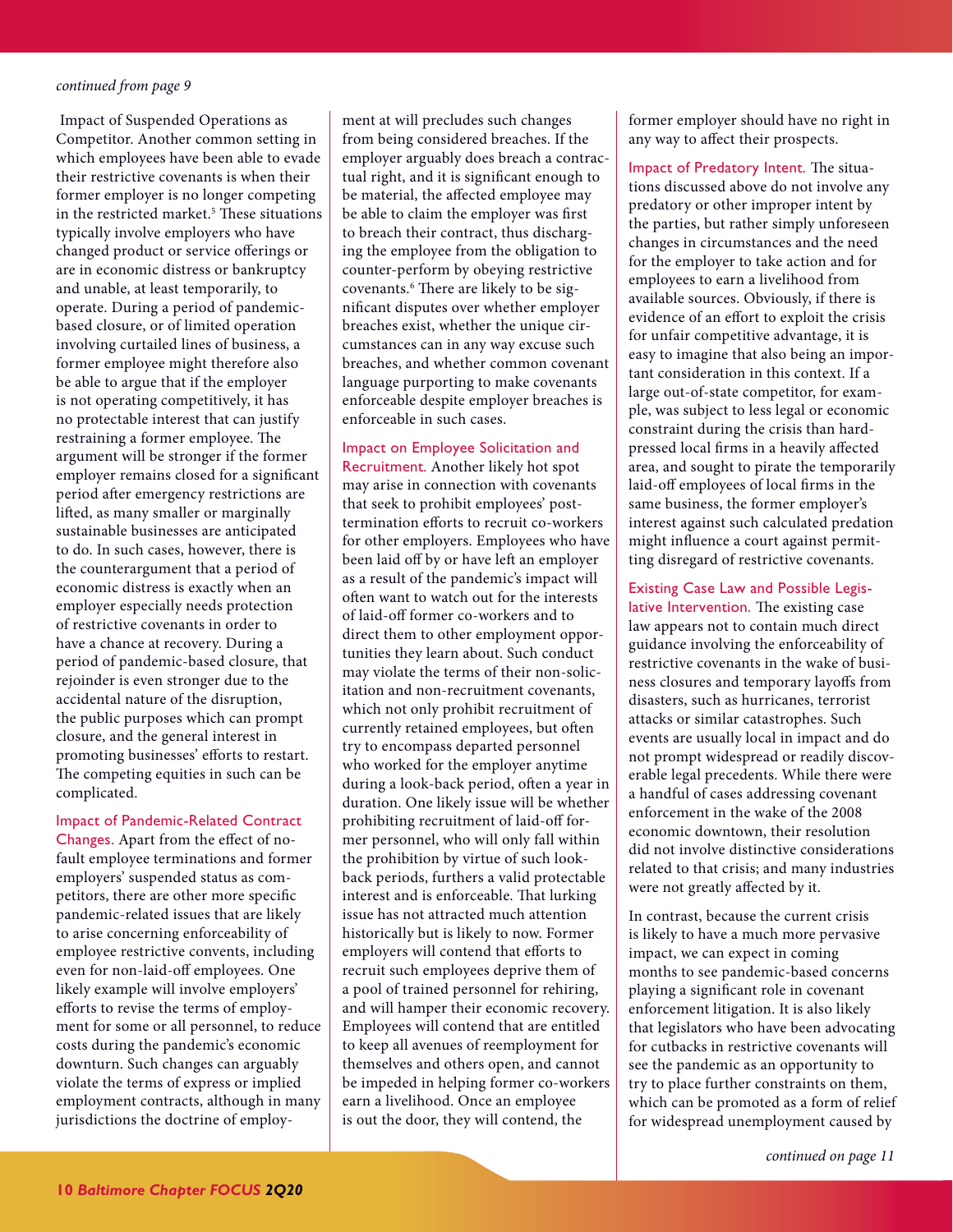*continued from page 9*

Impact of Suspended Operations as Competitor. Another common setting in which employees have been able to evade their restrictive covenants is when their former employer is no longer competing in the restricted market.[5] These situations typically involve employers who have changed product or service offerings or are in economic distress or bankruptcy and unable, at least temporarily, to operate. During a period of pandemic-based closure, or of limited operation involving curtailed lines of business, a former employee might therefore also be able to argue that if the employer is not operating competitively, it has no protectable interest that can justify restraining a former employee. The argument will be stronger if the former employer remains closed for a significant period after emergency restrictions are lifted, as many smaller or marginally sustainable businesses are anticipated to do. In such cases, however, there is the counterargument that a period of economic distress is exactly when an employer especially needs protection of restrictive covenants in order to have a chance at recovery. During a period of pandemic-based closure, that rejoinder is even stronger due to the accidental nature of the disruption, the public purposes which can prompt closure, and the general interest in promoting businesses' efforts to restart. The competing equities in such can be complicated.

### Impact of Pandemic-Related Contract Changes.

Apart from the effect of no-fault employee terminations and former employers' suspended status as competitors, there are other more specific pandemic-related issues that are likely to arise concerning enforceability of employee restrictive convents, including even for non-laid-off employees. One likely example will involve employers' efforts to revise the terms of employment for some or all personnel, to reduce costs during the pandemic's economic downturn. Such changes can arguably violate the terms of express or implied employment contracts, although in many jurisdictions the doctrine of employment at will precludes such changes from being considered breaches. If the employer arguably does breach a contractual right, and it is significant enough to be material, the affected employee may be able to claim the employer was first to breach their contract, thus discharging the employee from the obligation to counter-perform by obeying restrictive covenants.[6] There are likely to be significant disputes over whether employer breaches exist, whether the unique circumstances can in any way excuse such breaches, and whether common covenant language purporting to make covenants enforceable despite employer breaches is enforceable in such cases.

### Impact on Employee Solicitation and Recruitment.

Another likely hot spot may arise in connection with covenants that seek to prohibit employees' post-termination efforts to recruit co-workers for other employers. Employees who have been laid off by or have left an employer as a result of the pandemic's impact will often want to watch out for the interests of laid-off former co-workers and to direct them to other employment opportunities they learn about. Such conduct may violate the terms of their non-solicitation and non-recruitment covenants, which not only prohibit recruitment of currently retained employees, but often try to encompass departed personnel who worked for the employer anytime during a look-back period, often a year in duration. One likely issue will be whether prohibiting recruitment of laid-off former personnel, who will only fall within the prohibition by virtue of such look-back periods, furthers a valid protectable interest and is enforceable. That lurking issue has not attracted much attention historically but is likely to now. Former employers will contend that efforts to recruit such employees deprive them of a pool of trained personnel for rehiring, and will hamper their economic recovery. Employees will contend that are entitled to keep all avenues of reemployment for themselves and others open, and cannot be impeded in helping former co-workers earn a livelihood. Once an employee is out the door, they will contend, the former employer should have no right in any way to affect their prospects.

### Impact of Predatory Intent.

The situations discussed above do not involve any predatory or other improper intent by the parties, but rather simply unforeseen changes in circumstances and the need for the employer to take action and for employees to earn a livelihood from available sources. Obviously, if there is evidence of an effort to exploit the crisis for unfair competitive advantage, it is easy to imagine that also being an important consideration in this context. If a large out-of-state competitor, for example, was subject to less legal or economic constraint during the crisis than hard-pressed local firms in a heavily affected area, and sought to pirate the temporarily laid-off employees of local firms in the same business, the former employer's interest against such calculated predation might influence a court against permitting disregard of restrictive covenants.

### Existing Case Law and Possible Legislative Intervention.

The existing case law appears not to contain much direct guidance involving the enforceability of restrictive covenants in the wake of business closures and temporary layoffs from disasters, such as hurricanes, terrorist attacks or similar catastrophes. Such events are usually local in impact and do not prompt widespread or readily discoverable legal precedents. While there were a handful of cases addressing covenant enforcement in the wake of the 2008 economic downturn, their resolution did not involve distinctive considerations related to that crisis; and many industries were not greatly affected by it.

In contrast, because the current crisis is likely to have a much more pervasive impact, we can expect in coming months to see pandemic-based concerns playing a significant role in covenant enforcement litigation. It is also likely that legislators who have been advocating for cutbacks in restrictive covenants will see the pandemic as an opportunity to try to place further constraints on them, which can be promoted as a form of relief for widespread unemployment caused by

*continued on page 11*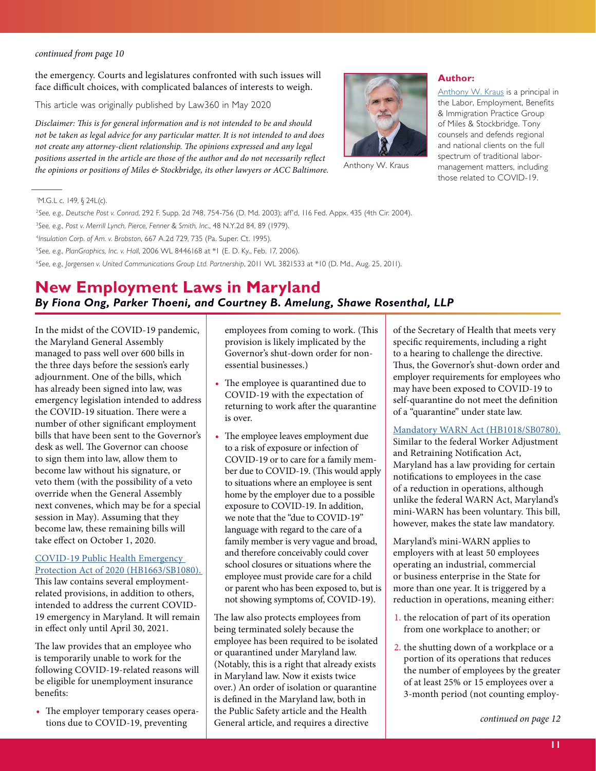*continued from page 10*

the emergency. Courts and legislatures confronted with such issues will face difficult choices, with complicated balances of interests to weigh.

This article was originally published by Law360 in May 2020

*Disclaimer: This is for general information and is not intended to be and should not be taken as legal advice for any particular matter. It is not intended to and does not create any attorney-client relationship. The opinions expressed and any legal positions asserted in the article are those of the author and do not necessarily reflect the opinions or positions of Miles & Stockbridge, its other lawyers or ACC Baltimore.*

Anthony W. Kraus

**Author:**

Anthony W. Kraus is a principal in the Labor, Employment, Benefits & Immigration Practice Group of Miles & Stockbridge. Tony counsels and defends regional and national clients on the full spectrum of traditional labor-management matters, including those related to COVID-19.

[1]M.G.L c. 149, § 24L(c).

[2]*See, e.g., Deutsche Post v. Conrad*, 292 F. Supp. 2d 748, 754-756 (D. Md. 2003); aff'd, 116 Fed. Appx. 435 (4th Cir. 2004).

[3]*See, e.g., Post v. Merrill Lynch, Pierce, Fenner & Smith, Inc.*, 48 N.Y.2d 84, 89 (1979).

[4]*Insulation Corp. of Am. v. Brobston*, 667 A.2d 729, 735 (Pa. Super. Ct. 1995).

[5]*See, e.g., PlanGraphics, Inc. v. Hall*, 2006 WL 8446168 at *1 (E. D. Ky., Feb. 17, 2006).

[6]*See, e.g., Jorgensen v. United Communications Group Ltd. Partnership*, 2011 WL 3821533 at *10 (D. Md., Aug. 25, 2011).

## New Employment Laws in Maryland

***By Fiona Ong, Parker Thoeni, and Courtney B. Amelung, Shawe Rosenthal, LLP***

In the midst of the COVID-19 pandemic, the Maryland General Assembly managed to pass well over 600 bills in the three days before the session's early adjournment. One of the bills, which has already been signed into law, was emergency legislation intended to address the COVID-19 situation. There were a number of other significant employment bills that have been sent to the Governor's desk as well. The Governor can choose to sign them into law, allow them to become law without his signature, or veto them (with the possibility of a veto override when the General Assembly next convenes, which may be for a special session in May). Assuming that they become law, these remaining bills will take effect on October 1, 2020.

COVID-19 Public Health Emergency Protection Act of 2020 (HB1663/SB1080). This law contains several employment-related provisions, in addition to others, intended to address the current COVID-19 emergency in Maryland. It will remain in effect only until April 30, 2021.

The law provides that an employee who is temporarily unable to work for the following COVID-19-related reasons will be eligible for unemployment insurance benefits:

- The employer temporary ceases operations due to COVID-19, preventing employees from coming to work. (This provision is likely implicated by the Governor's shut-down order for non-essential businesses.)
- The employee is quarantined due to COVID-19 with the expectation of returning to work after the quarantine is over.
- The employee leaves employment due to a risk of exposure or infection of COVID-19 or to care for a family member due to COVID-19. (This would apply to situations where an employee is sent home by the employer due to a possible exposure to COVID-19. In addition, we note that the "due to COVID-19" language with regard to the care of a family member is very vague and broad, and therefore conceivably could cover school closures or situations where the employee must provide care for a child or parent who has been exposed to, but is not showing symptoms of, COVID-19).

The law also protects employees from being terminated solely because the employee has been required to be isolated or quarantined under Maryland law. (Notably, this is a right that already exists in Maryland law. Now it exists twice over.) An order of isolation or quarantine is defined in the Maryland law, both in the Public Safety article and the Health General article, and requires a directive of the Secretary of Health that meets very specific requirements, including a right to a hearing to challenge the directive. Thus, the Governor's shut-down order and employer requirements for employees who may have been exposed to COVID-19 to self-quarantine do not meet the definition of a "quarantine" under state law.

Mandatory WARN Act (HB1018/SB0780). Similar to the federal Worker Adjustment and Retraining Notification Act, Maryland has a law providing for certain notifications to employees in the case of a reduction in operations, although unlike the federal WARN Act, Maryland's mini-WARN has been voluntary. This bill, however, makes the state law mandatory.

Maryland's mini-WARN applies to employers with at least 50 employees operating an industrial, commercial or business enterprise in the State for more than one year. It is triggered by a reduction in operations, meaning either:

1. the relocation of part of its operation from one workplace to another; or
2. the shutting down of a workplace or a portion of its operations that reduces the number of employees by the greater of at least 25% or 15 employees over a 3-month period (not counting employ-

*continued on page 12*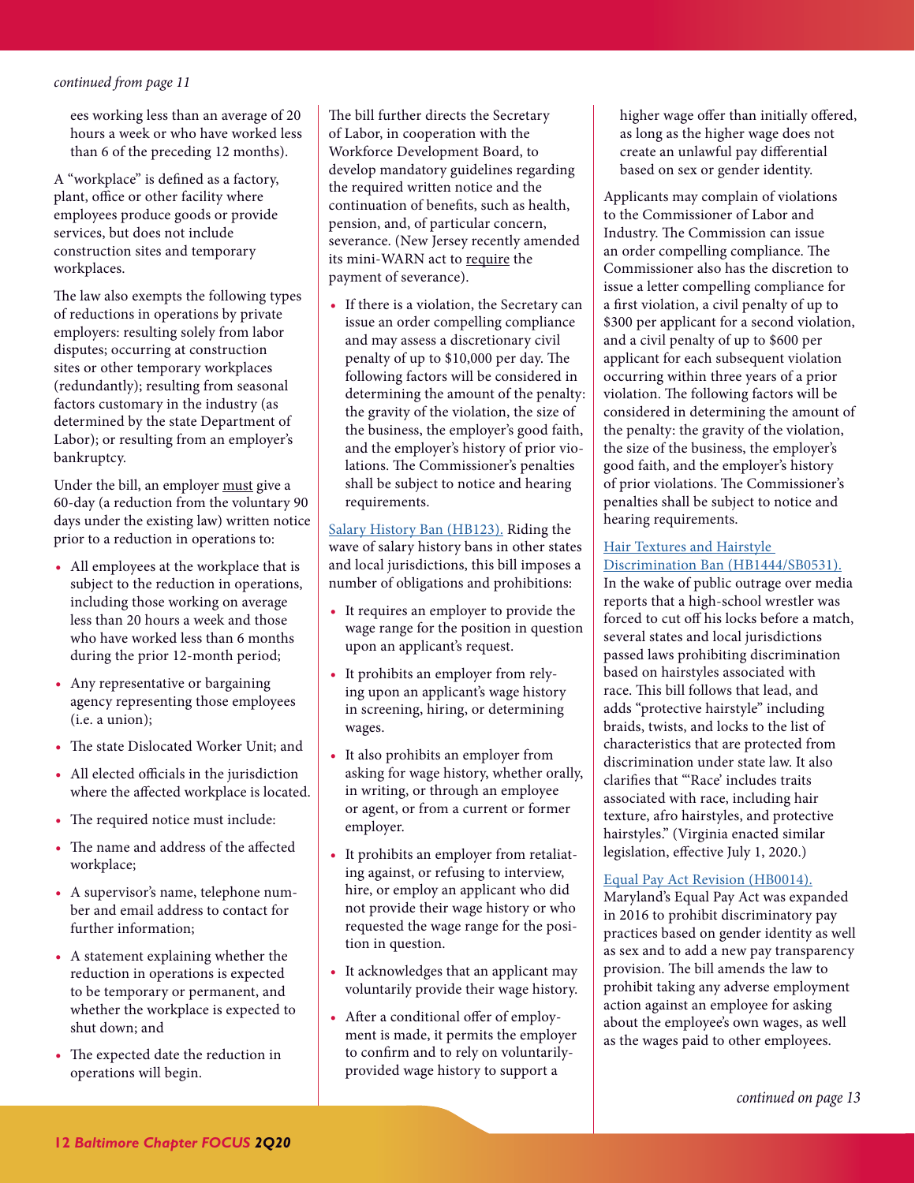*continued from page 11*

ees working less than an average of 20 hours a week or who have worked less than 6 of the preceding 12 months).

A "workplace" is defined as a factory, plant, office or other facility where employees produce goods or provide services, but does not include construction sites and temporary workplaces.

The law also exempts the following types of reductions in operations by private employers: resulting solely from labor disputes; occurring at construction sites or other temporary workplaces (redundantly); resulting from seasonal factors customary in the industry (as determined by the state Department of Labor); or resulting from an employer's bankruptcy.

Under the bill, an employer must give a 60-day (a reduction from the voluntary 90 days under the existing law) written notice prior to a reduction in operations to:

- All employees at the workplace that is subject to the reduction in operations, including those working on average less than 20 hours a week and those who have worked less than 6 months during the prior 12-month period;
- Any representative or bargaining agency representing those employees (i.e. a union);
- The state Dislocated Worker Unit; and
- All elected officials in the jurisdiction where the affected workplace is located.
- The required notice must include:
- The name and address of the affected workplace;
- A supervisor's name, telephone number and email address to contact for further information;
- A statement explaining whether the reduction in operations is expected to be temporary or permanent, and whether the workplace is expected to shut down; and
- The expected date the reduction in operations will begin.

The bill further directs the Secretary of Labor, in cooperation with the Workforce Development Board, to develop mandatory guidelines regarding the required written notice and the continuation of benefits, such as health, pension, and, of particular concern, severance. (New Jersey recently amended its mini-WARN act to require the payment of severance).

- If there is a violation, the Secretary can issue an order compelling compliance and may assess a discretionary civil penalty of up to $10,000 per day. The following factors will be considered in determining the amount of the penalty: the gravity of the violation, the size of the business, the employer's good faith, and the employer's history of prior violations. The Commissioner's penalties shall be subject to notice and hearing requirements.

Salary History Ban (HB123). Riding the wave of salary history bans in other states and local jurisdictions, this bill imposes a number of obligations and prohibitions:

- It requires an employer to provide the wage range for the position in question upon an applicant's request.
- It prohibits an employer from relying upon an applicant's wage history in screening, hiring, or determining wages.
- It also prohibits an employer from asking for wage history, whether orally, in writing, or through an employee or agent, or from a current or former employer.
- It prohibits an employer from retaliating against, or refusing to interview, hire, or employ an applicant who did not provide their wage history or who requested the wage range for the position in question.
- It acknowledges that an applicant may voluntarily provide their wage history.
- After a conditional offer of employment is made, it permits the employer to confirm and to rely on voluntarily-provided wage history to support a higher wage offer than initially offered, as long as the higher wage does not create an unlawful pay differential based on sex or gender identity.

Applicants may complain of violations to the Commissioner of Labor and Industry. The Commission can issue an order compelling compliance. The Commissioner also has the discretion to issue a letter compelling compliance for a first violation, a civil penalty of up to $300 per applicant for a second violation, and a civil penalty of up to $600 per applicant for each subsequent violation occurring within three years of a prior violation. The following factors will be considered in determining the amount of the penalty: the gravity of the violation, the size of the business, the employer's good faith, and the employer's history of prior violations. The Commissioner's penalties shall be subject to notice and hearing requirements.

Hair Textures and Hairstyle Discrimination Ban (HB1444/SB0531). In the wake of public outrage over media reports that a high-school wrestler was forced to cut off his locks before a match, several states and local jurisdictions passed laws prohibiting discrimination based on hairstyles associated with race. This bill follows that lead, and adds "protective hairstyle" including braids, twists, and locks to the list of characteristics that are protected from discrimination under state law. It also clarifies that "'Race' includes traits associated with race, including hair texture, afro hairstyles, and protective hairstyles." (Virginia enacted similar legislation, effective July 1, 2020.)

Equal Pay Act Revision (HB0014). Maryland's Equal Pay Act was expanded in 2016 to prohibit discriminatory pay practices based on gender identity as well as sex and to add a new pay transparency provision. The bill amends the law to prohibit taking any adverse employment action against an employee for asking about the employee's own wages, as well as the wages paid to other employees.

*continued on page 13*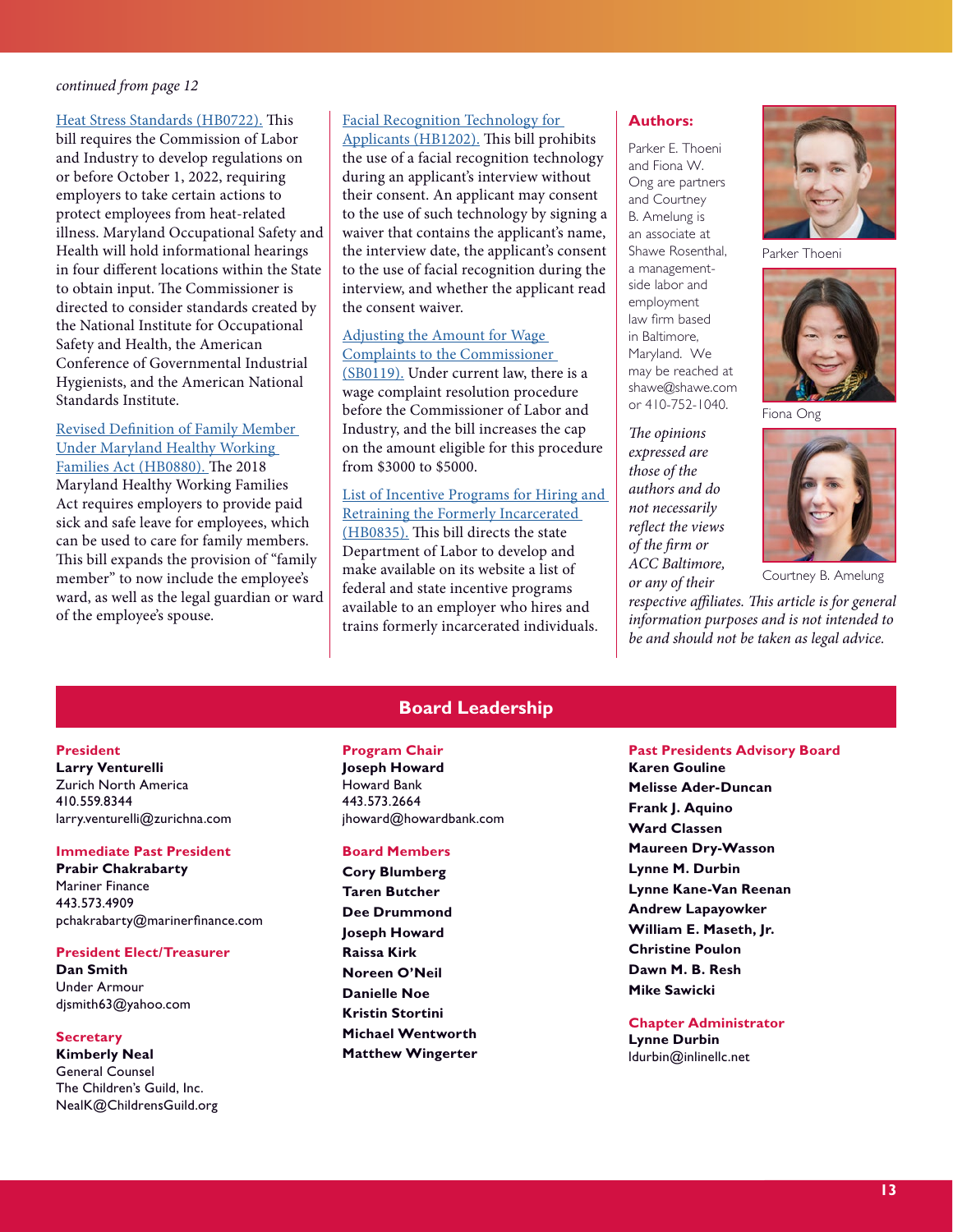*continued from page 12*

Heat Stress Standards (HB0722). This bill requires the Commission of Labor and Industry to develop regulations on or before October 1, 2022, requiring employers to take certain actions to protect employees from heat-related illness. Maryland Occupational Safety and Health will hold informational hearings in four different locations within the State to obtain input. The Commissioner is directed to consider standards created by the National Institute for Occupational Safety and Health, the American Conference of Governmental Industrial Hygienists, and the American National Standards Institute.

Revised Definition of Family Member Under Maryland Healthy Working Families Act (HB0880). The 2018 Maryland Healthy Working Families Act requires employers to provide paid sick and safe leave for employees, which can be used to care for family members. This bill expands the provision of "family member" to now include the employee's ward, as well as the legal guardian or ward of the employee's spouse.

Facial Recognition Technology for Applicants (HB1202). This bill prohibits the use of a facial recognition technology during an applicant's interview without their consent. An applicant may consent to the use of such technology by signing a waiver that contains the applicant's name, the interview date, the applicant's consent to the use of facial recognition during the interview, and whether the applicant read the consent waiver.

Adjusting the Amount for Wage Complaints to the Commissioner (SB0119). Under current law, there is a wage complaint resolution procedure before the Commissioner of Labor and Industry, and the bill increases the cap on the amount eligible for this procedure from $3000 to $5000.

List of Incentive Programs for Hiring and Retraining the Formerly Incarcerated (HB0835). This bill directs the state Department of Labor to develop and make available on its website a list of federal and state incentive programs available to an employer who hires and trains formerly incarcerated individuals.

**Authors:**

Parker E. Thoeni and Fiona W. Ong are partners and Courtney B. Amelung is an associate at Shawe Rosenthal, a management-side labor and employment law firm based in Baltimore, Maryland. We may be reached at shawe@shawe.com or 410-752-1040.

Parker Thoeni

Fiona Ong

Courtney B. Amelung

*The opinions expressed are those of the authors and do not necessarily reflect the views of the firm or ACC Baltimore, or any of their respective affiliates. This article is for general information purposes and is not intended to be and should not be taken as legal advice.*

## Board Leadership

**President**
**Larry Venturelli**
Zurich North America
410.559.8344
larry.venturelli@zurichna.com

**Immediate Past President**
**Prabir Chakrabarty**
Mariner Finance
443.573.4909
pchakrabarty@marinerfinance.com

**President Elect/Treasurer**
**Dan Smith**
Under Armour
djsmith63@yahoo.com

**Secretary**
**Kimberly Neal**
General Counsel
The Children's Guild, Inc.
NealK@ChildrensGuild.org

**Program Chair**
**Joseph Howard**
Howard Bank
443.573.2664
jhoward@howardbank.com

**Board Members**
**Cory Blumberg**
**Taren Butcher**
**Dee Drummond**
**Joseph Howard**
**Raissa Kirk**
**Noreen O'Neil**
**Danielle Noe**
**Kristin Stortini**
**Michael Wentworth**
**Matthew Wingerter**

**Past Presidents Advisory Board**
**Karen Gouline**
**Melisse Ader-Duncan**
**Frank J. Aquino**
**Ward Classen**
**Maureen Dry-Wasson**
**Lynne M. Durbin**
**Lynne Kane-Van Reenan**
**Andrew Lapayowker**
**William E. Maseth, Jr.**
**Christine Poulon**
**Dawn M. B. Resh**
**Mike Sawicki**

**Chapter Administrator**
**Lynne Durbin**
ldurbin@inlinellc.net